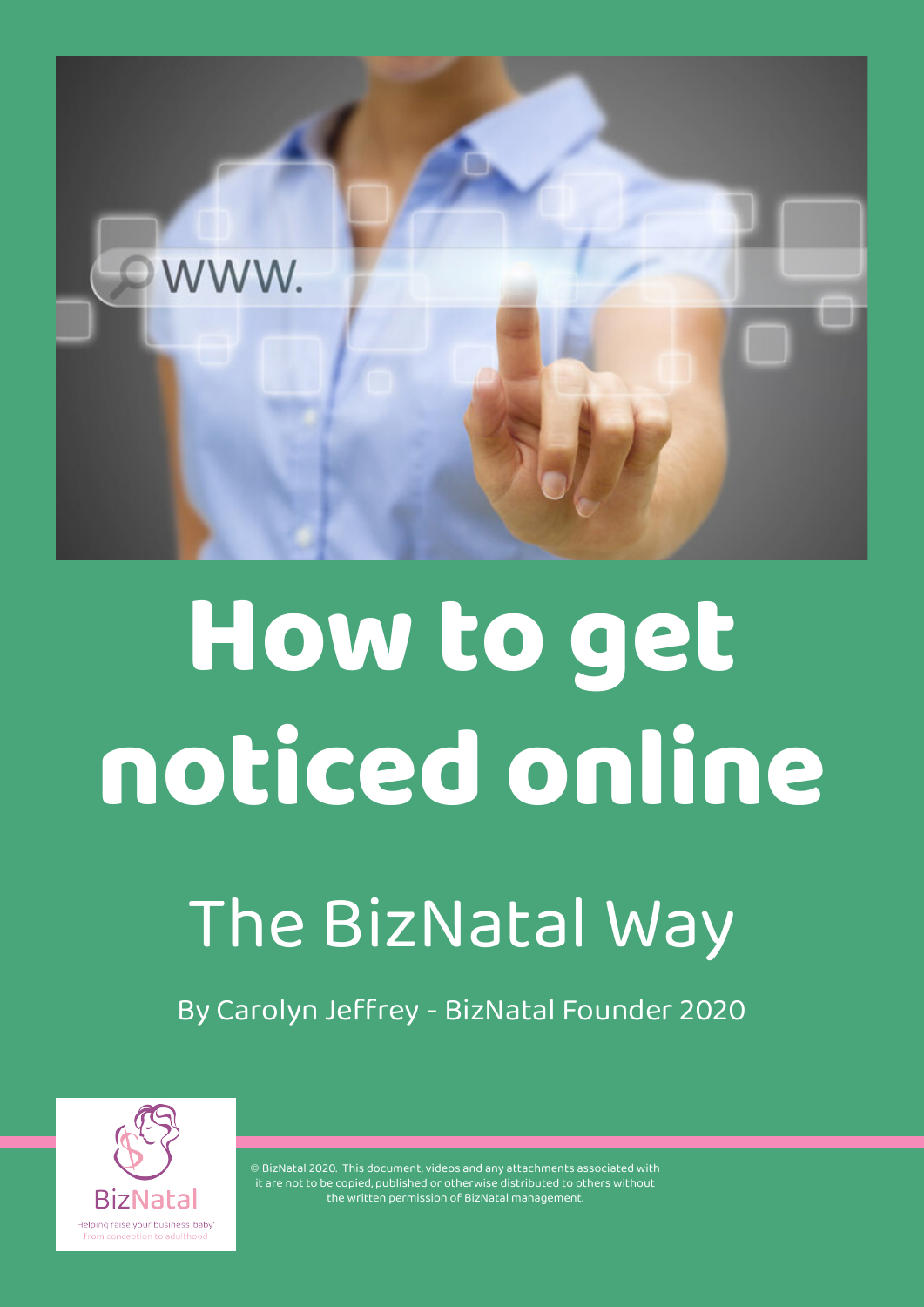# How to get noticed online

## The BizNatal Way

By Carolyn Jeffrey - BizNatal Founder 2020

BizNatal

Helping raise your business 'baby' from conception to adulthood

© BizNatal 2020. This document, videos and any attachments associated with it are not to be copied, published or otherwise distributed to others without the written permission of BizNatal management.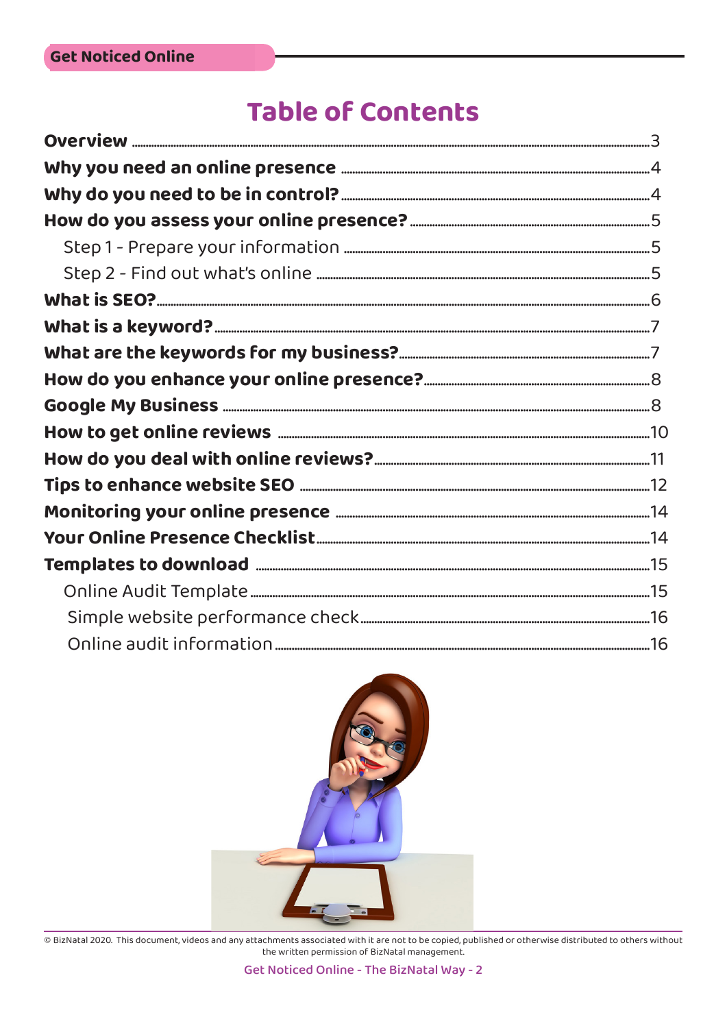# Table of Contents

| | |
|---|---|
| **Overview** | 3 |
| **Why you need an online presence** | 4 |
| **Why do you need to be in control?** | 4 |
| **How do you assess your online presence?** | 5 |
| Step 1 - Prepare your information | 5 |
| Step 2 - Find out what's online | 5 |
| **What is SEO?** | 6 |
| **What is a keyword?** | 7 |
| **What are the keywords for my business?** | 7 |
| **How do you enhance your online presence?** | 8 |
| **Google My Business** | 8 |
| **How to get online reviews** | 10 |
| **How do you deal with online reviews?** | 11 |
| **Tips to enhance website SEO** | 12 |
| **Monitoring your online presence** | 14 |
| **Your Online Presence Checklist** | 14 |
| **Templates to download** | 15 |
| Online Audit Template | 15 |
| Simple website performance check | 16 |
| Online audit information | 16 |

© BizNatal 2020. This document, videos and any attachments associated with it are not to be copied, published or otherwise distributed to others without the written permission of BizNatal management.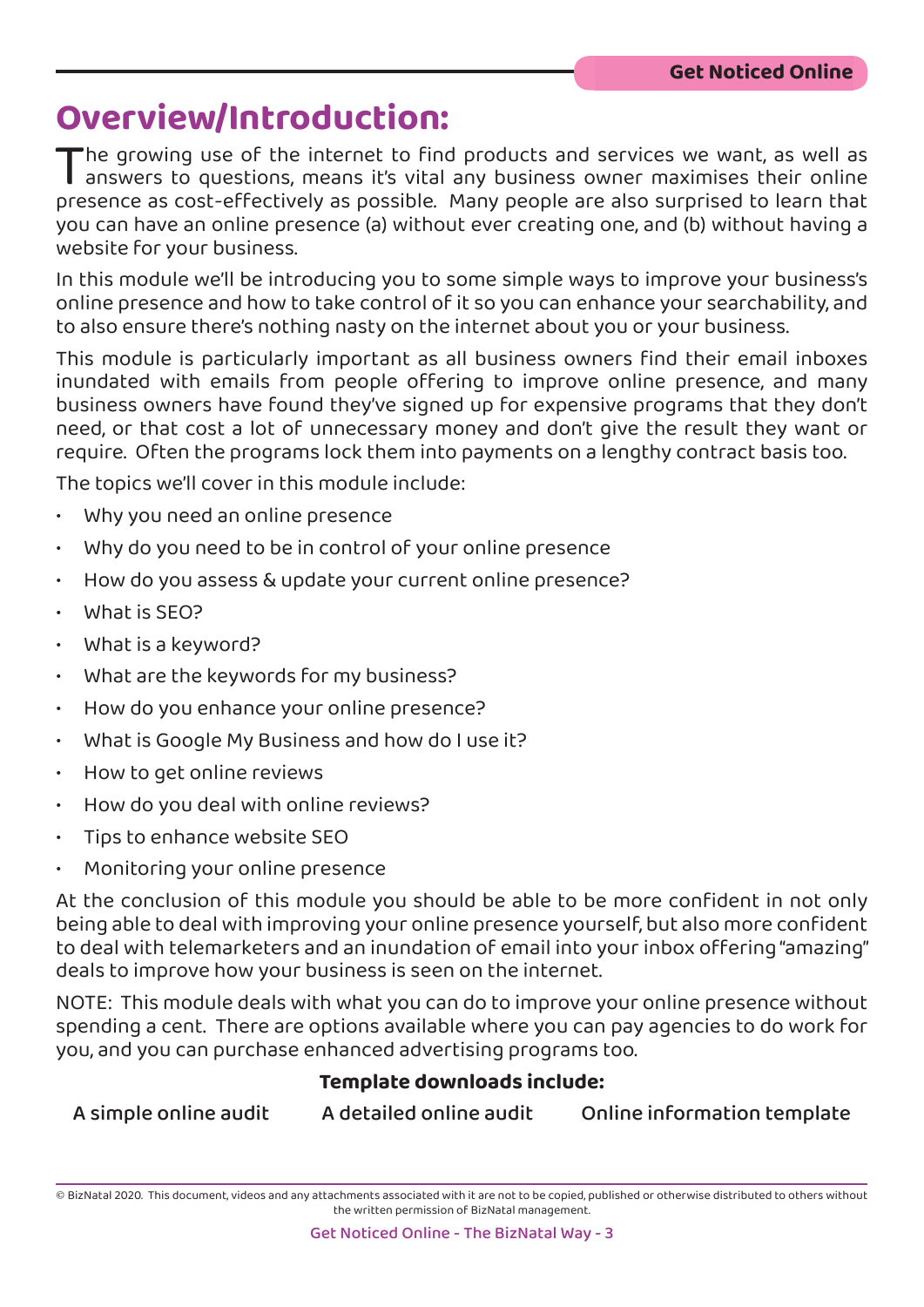# Overview/Introduction:

The growing use of the internet to find products and services we want, as well as answers to questions, means it's vital any business owner maximises their online presence as cost-effectively as possible. Many people are also surprised to learn that you can have an online presence (a) without ever creating one, and (b) without having a website for your business.

In this module we'll be introducing you to some simple ways to improve your business's online presence and how to take control of it so you can enhance your searchability, and to also ensure there's nothing nasty on the internet about you or your business.

This module is particularly important as all business owners find their email inboxes inundated with emails from people offering to improve online presence, and many business owners have found they've signed up for expensive programs that they don't need, or that cost a lot of unnecessary money and don't give the result they want or require. Often the programs lock them into payments on a lengthy contract basis too.

The topics we'll cover in this module include:

- Why you need an online presence
- Why do you need to be in control of your online presence
- How do you assess & update your current online presence?
- What is SEO?
- What is a keyword?
- What are the keywords for my business?
- How do you enhance your online presence?
- What is Google My Business and how do I use it?
- How to get online reviews
- How do you deal with online reviews?
- Tips to enhance website SEO
- Monitoring your online presence

At the conclusion of this module you should be able to be more confident in not only being able to deal with improving your online presence yourself, but also more confident to deal with telemarketers and an inundation of email into your inbox offering "amazing" deals to improve how your business is seen on the internet.

NOTE: This module deals with what you can do to improve your online presence without spending a cent. There are options available where you can pay agencies to do work for you, and you can purchase enhanced advertising programs too.

**Template downloads include:**

A simple online audit | A detailed online audit | Online information template

© BizNatal 2020. This document, videos and any attachments associated with it are not to be copied, published or otherwise distributed to others without the written permission of BizNatal management.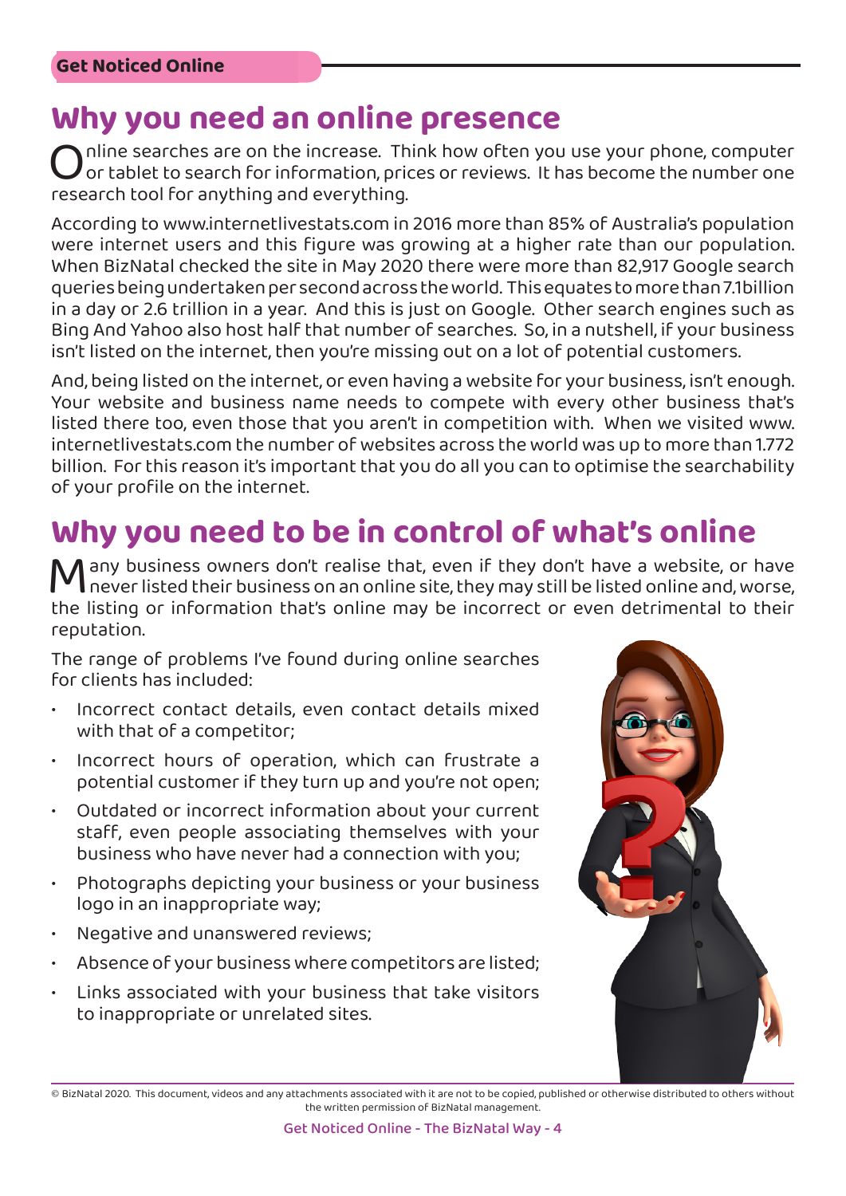## Why you need an online presence

Online searches are on the increase. Think how often you use your phone, computer or tablet to search for information, prices or reviews. It has become the number one research tool for anything and everything.

According to www.internetlivestats.com in 2016 more than 85% of Australia's population were internet users and this figure was growing at a higher rate than our population. When BizNatal checked the site in May 2020 there were more than 82,917 Google search queries being undertaken per second across the world. This equates to more than 7.1billion in a day or 2.6 trillion in a year. And this is just on Google. Other search engines such as Bing And Yahoo also host half that number of searches. So, in a nutshell, if your business isn't listed on the internet, then you're missing out on a lot of potential customers.

And, being listed on the internet, or even having a website for your business, isn't enough. Your website and business name needs to compete with every other business that's listed there too, even those that you aren't in competition with. When we visited www.internetlivestats.com the number of websites across the world was up to more than 1.772 billion. For this reason it's important that you do all you can to optimise the searchability of your profile on the internet.

## Why you need to be in control of what's online

Many business owners don't realise that, even if they don't have a website, or have never listed their business on an online site, they may still be listed online and, worse, the listing or information that's online may be incorrect or even detrimental to their reputation.

The range of problems I've found during online searches for clients has included:

- Incorrect contact details, even contact details mixed with that of a competitor;
- Incorrect hours of operation, which can frustrate a potential customer if they turn up and you're not open;
- Outdated or incorrect information about your current staff, even people associating themselves with your business who have never had a connection with you;
- Photographs depicting your business or your business logo in an inappropriate way;
- Negative and unanswered reviews;
- Absence of your business where competitors are listed;
- Links associated with your business that take visitors to inappropriate or unrelated sites.

© BizNatal 2020. This document, videos and any attachments associated with it are not to be copied, published or otherwise distributed to others without the written permission of BizNatal management.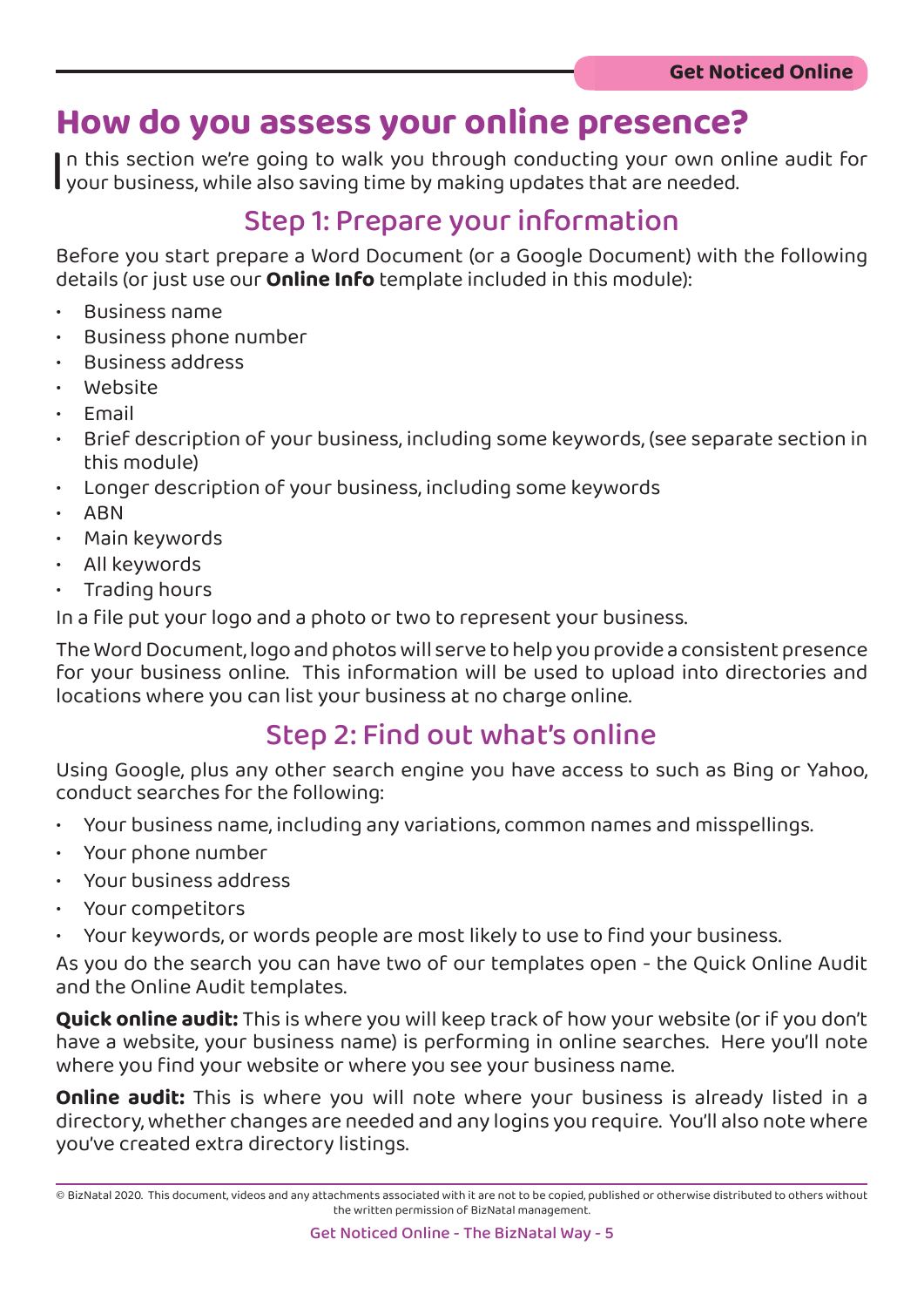# How do you assess your online presence?

In this section we're going to walk you through conducting your own online audit for your business, while also saving time by making updates that are needed.

## Step 1: Prepare your information

Before you start prepare a Word Document (or a Google Document) with the following details (or just use our **Online Info** template included in this module):

- Business name
- Business phone number
- Business address
- Website
- Email
- Brief description of your business, including some keywords, (see separate section in this module)
- Longer description of your business, including some keywords
- ABN
- Main keywords
- All keywords
- Trading hours

In a file put your logo and a photo or two to represent your business.

The Word Document, logo and photos will serve to help you provide a consistent presence for your business online. This information will be used to upload into directories and locations where you can list your business at no charge online.

## Step 2: Find out what's online

Using Google, plus any other search engine you have access to such as Bing or Yahoo, conduct searches for the following:

- Your business name, including any variations, common names and misspellings.
- Your phone number
- Your business address
- Your competitors
- Your keywords, or words people are most likely to use to find your business.

As you do the search you can have two of our templates open - the Quick Online Audit and the Online Audit templates.

**Quick online audit:** This is where you will keep track of how your website (or if you don't have a website, your business name) is performing in online searches. Here you'll note where you find your website or where you see your business name.

**Online audit:** This is where you will note where your business is already listed in a directory, whether changes are needed and any logins you require. You'll also note where you've created extra directory listings.

© BizNatal 2020. This document, videos and any attachments associated with it are not to be copied, published or otherwise distributed to others without the written permission of BizNatal management.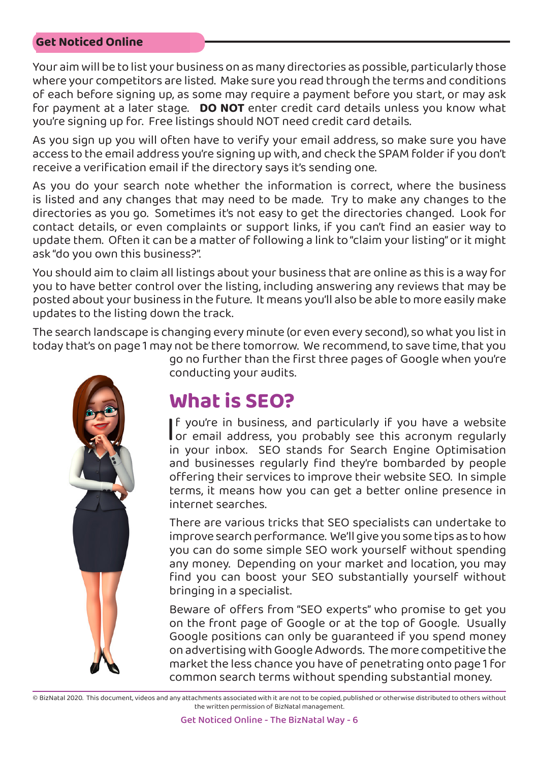## Get Noticed Online

Your aim will be to list your business on as many directories as possible, particularly those where your competitors are listed. Make sure you read through the terms and conditions of each before signing up, as some may require a payment before you start, or may ask for payment at a later stage. **DO NOT** enter credit card details unless you know what you're signing up for. Free listings should NOT need credit card details.

As you sign up you will often have to verify your email address, so make sure you have access to the email address you're signing up with, and check the SPAM folder if you don't receive a verification email if the directory says it's sending one.

As you do your search note whether the information is correct, where the business is listed and any changes that may need to be made. Try to make any changes to the directories as you go. Sometimes it's not easy to get the directories changed. Look for contact details, or even complaints or support links, if you can't find an easier way to update them. Often it can be a matter of following a link to "claim your listing" or it might ask "do you own this business?".

You should aim to claim all listings about your business that are online as this is a way for you to have better control over the listing, including answering any reviews that may be posted about your business in the future. It means you'll also be able to more easily make updates to the listing down the track.

The search landscape is changing every minute (or even every second), so what you list in today that's on page 1 may not be there tomorrow. We recommend, to save time, that you go no further than the first three pages of Google when you're conducting your audits.

# What is SEO?

If you're in business, and particularly if you have a website or email address, you probably see this acronym regularly in your inbox. SEO stands for Search Engine Optimisation and businesses regularly find they're bombarded by people offering their services to improve their website SEO. In simple terms, it means how you can get a better online presence in internet searches.

There are various tricks that SEO specialists can undertake to improve search performance. We'll give you some tips as to how you can do some simple SEO work yourself without spending any money. Depending on your market and location, you may find you can boost your SEO substantially yourself without bringing in a specialist.

Beware of offers from "SEO experts" who promise to get you on the front page of Google or at the top of Google. Usually Google positions can only be guaranteed if you spend money on advertising with Google Adwords. The more competitive the market the less chance you have of penetrating onto page 1 for common search terms without spending substantial money.

© BizNatal 2020. This document, videos and any attachments associated with it are not to be copied, published or otherwise distributed to others without the written permission of BizNatal management.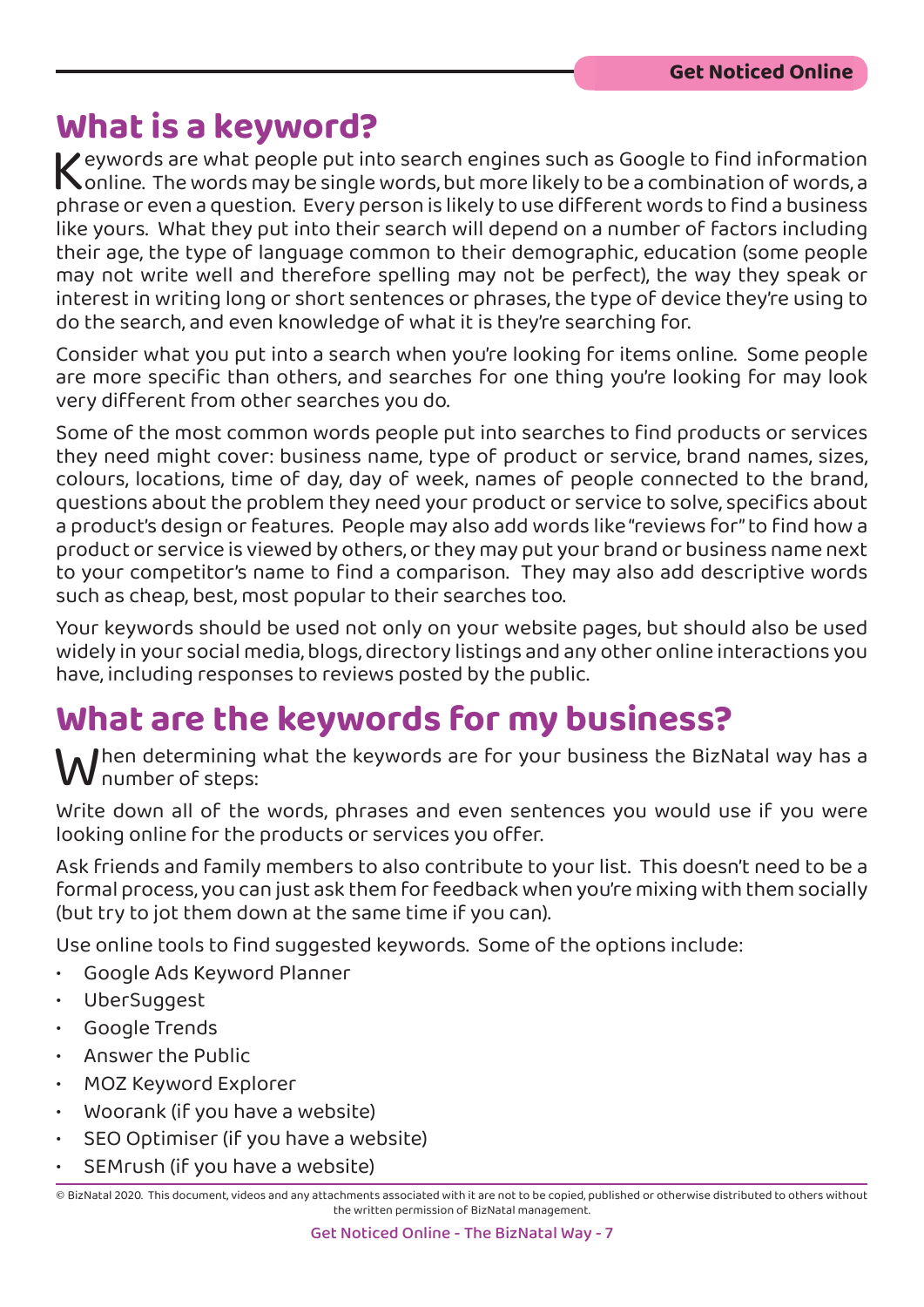# What is a keyword?

Keywords are what people put into search engines such as Google to find information online. The words may be single words, but more likely to be a combination of words, a phrase or even a question. Every person is likely to use different words to find a business like yours. What they put into their search will depend on a number of factors including their age, the type of language common to their demographic, education (some people may not write well and therefore spelling may not be perfect), the way they speak or interest in writing long or short sentences or phrases, the type of device they're using to do the search, and even knowledge of what it is they're searching for.

Consider what you put into a search when you're looking for items online. Some people are more specific than others, and searches for one thing you're looking for may look very different from other searches you do.

Some of the most common words people put into searches to find products or services they need might cover: business name, type of product or service, brand names, sizes, colours, locations, time of day, day of week, names of people connected to the brand, questions about the problem they need your product or service to solve, specifics about a product's design or features. People may also add words like "reviews for" to find how a product or service is viewed by others, or they may put your brand or business name next to your competitor's name to find a comparison. They may also add descriptive words such as cheap, best, most popular to their searches too.

Your keywords should be used not only on your website pages, but should also be used widely in your social media, blogs, directory listings and any other online interactions you have, including responses to reviews posted by the public.

# What are the keywords for my business?

When determining what the keywords are for your business the BizNatal way has a number of steps:

Write down all of the words, phrases and even sentences you would use if you were looking online for the products or services you offer.

Ask friends and family members to also contribute to your list. This doesn't need to be a formal process, you can just ask them for feedback when you're mixing with them socially (but try to jot them down at the same time if you can).

Use online tools to find suggested keywords. Some of the options include:

- Google Ads Keyword Planner
- UberSuggest
- Google Trends
- Answer the Public
- MOZ Keyword Explorer
- Woorank (if you have a website)
- SEO Optimiser (if you have a website)
- SEMrush (if you have a website)

© BizNatal 2020. This document, videos and any attachments associated with it are not to be copied, published or otherwise distributed to others without the written permission of BizNatal management.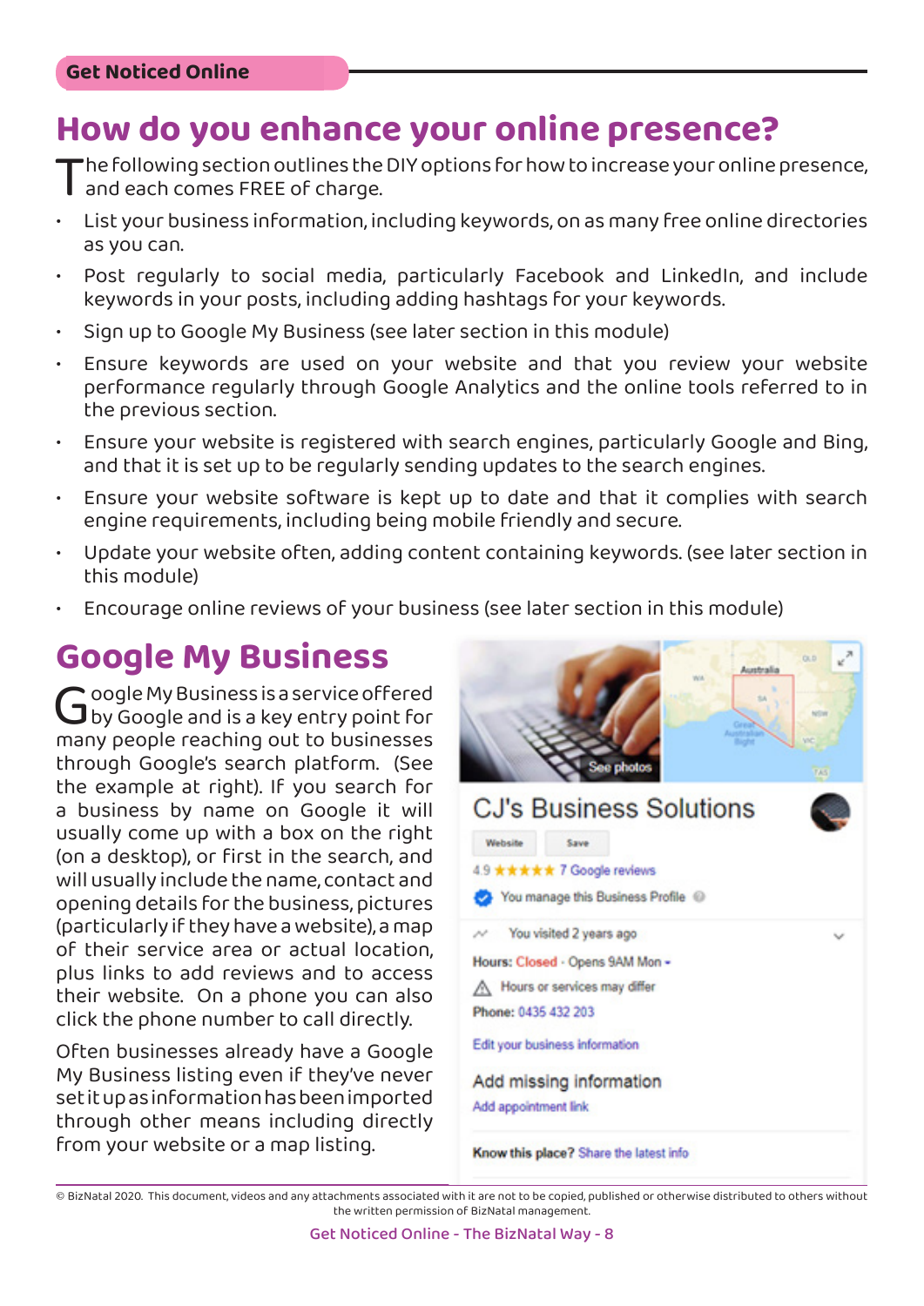# How do you enhance your online presence?

The following section outlines the DIY options for how to increase your online presence, and each comes FREE of charge.

- List your business information, including keywords, on as many free online directories as you can.
- Post regularly to social media, particularly Facebook and LinkedIn, and include keywords in your posts, including adding hashtags for your keywords.
- Sign up to Google My Business (see later section in this module)
- Ensure keywords are used on your website and that you review your website performance regularly through Google Analytics and the online tools referred to in the previous section.
- Ensure your website is registered with search engines, particularly Google and Bing, and that it is set up to be regularly sending updates to the search engines.
- Ensure your website software is kept up to date and that it complies with search engine requirements, including being mobile friendly and secure.
- Update your website often, adding content containing keywords. (see later section in this module)
- Encourage online reviews of your business (see later section in this module)

## Google My Business

Google My Business is a service offered by Google and is a key entry point for many people reaching out to businesses through Google's search platform. (See the example at right). If you search for a business by name on Google it will usually come up with a box on the right (on a desktop), or first in the search, and will usually include the name, contact and opening details for the business, pictures (particularly if they have a website), a map of their service area or actual location, plus links to add reviews and to access their website. On a phone you can also click the phone number to call directly.

Often businesses already have a Google My Business listing even if they've never set it up as information has been imported through other means including directly from your website or a map listing.

CJ's Business Solutions

Website | Save

4.9 ★★★★★ 7 Google reviews

You manage this Business Profile

You visited 2 years ago

Hours: Closed · Opens 9AM Mon

Hours or services may differ

Phone: 0435 432 203

Edit your business information

Add missing information

Add appointment link

Know this place? Share the latest info

© BizNatal 2020. This document, videos and any attachments associated with it are not to be copied, published or otherwise distributed to others without the written permission of BizNatal management.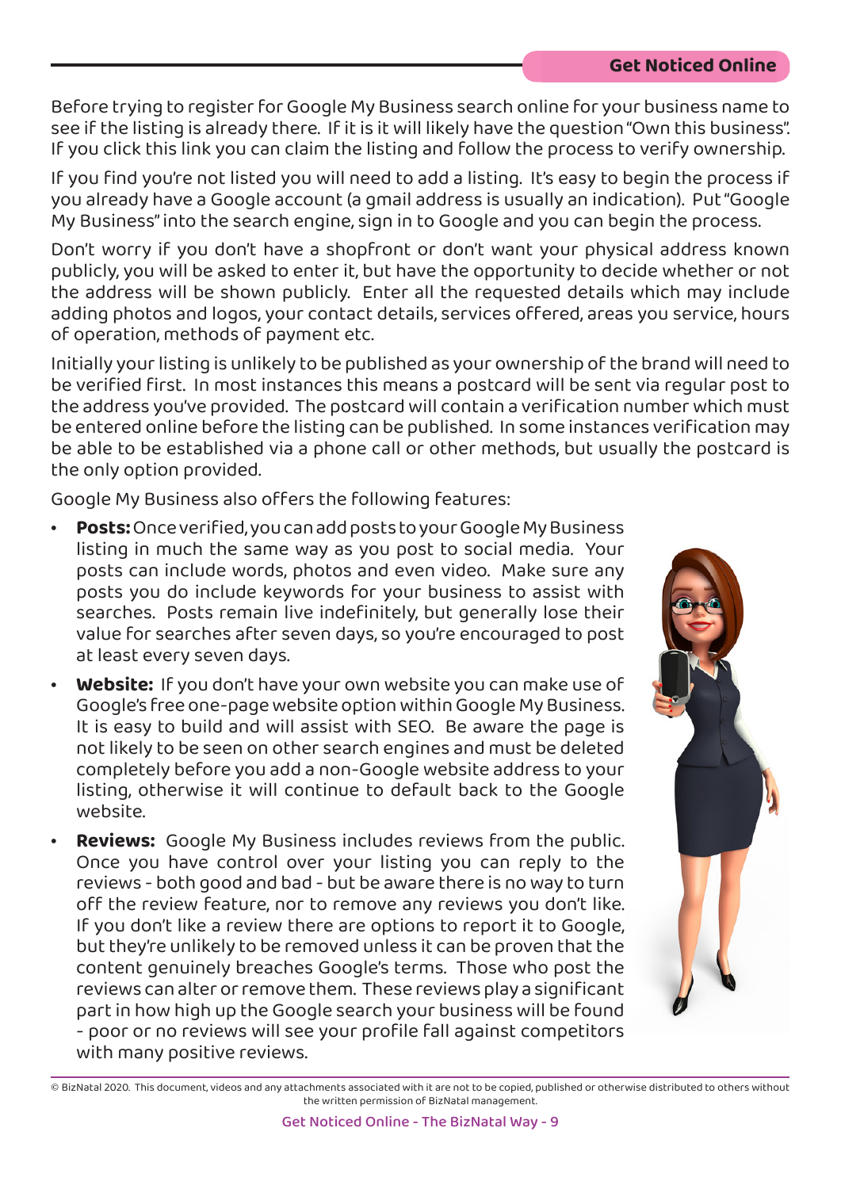Before trying to register for Google My Business search online for your business name to see if the listing is already there. If it is it will likely have the question "Own this business". If you click this link you can claim the listing and follow the process to verify ownership.

If you find you're not listed you will need to add a listing. It's easy to begin the process if you already have a Google account (a gmail address is usually an indication). Put "Google My Business" into the search engine, sign in to Google and you can begin the process.

Don't worry if you don't have a shopfront or don't want your physical address known publicly, you will be asked to enter it, but have the opportunity to decide whether or not the address will be shown publicly. Enter all the requested details which may include adding photos and logos, your contact details, services offered, areas you service, hours of operation, methods of payment etc.

Initially your listing is unlikely to be published as your ownership of the brand will need to be verified first. In most instances this means a postcard will be sent via regular post to the address you've provided. The postcard will contain a verification number which must be entered online before the listing can be published. In some instances verification may be able to be established via a phone call or other methods, but usually the postcard is the only option provided.

Google My Business also offers the following features:

- **Posts:** Once verified, you can add posts to your Google My Business listing in much the same way as you post to social media. Your posts can include words, photos and even video. Make sure any posts you do include keywords for your business to assist with searches. Posts remain live indefinitely, but generally lose their value for searches after seven days, so you're encouraged to post at least every seven days.
- **Website:** If you don't have your own website you can make use of Google's free one-page website option within Google My Business. It is easy to build and will assist with SEO. Be aware the page is not likely to be seen on other search engines and must be deleted completely before you add a non-Google website address to your listing, otherwise it will continue to default back to the Google website.
- **Reviews:** Google My Business includes reviews from the public. Once you have control over your listing you can reply to the reviews - both good and bad - but be aware there is no way to turn off the review feature, nor to remove any reviews you don't like. If you don't like a review there are options to report it to Google, but they're unlikely to be removed unless it can be proven that the content genuinely breaches Google's terms. Those who post the reviews can alter or remove them. These reviews play a significant part in how high up the Google search your business will be found - poor or no reviews will see your profile fall against competitors with many positive reviews.

© BizNatal 2020. This document, videos and any attachments associated with it are not to be copied, published or otherwise distributed to others without the written permission of BizNatal management.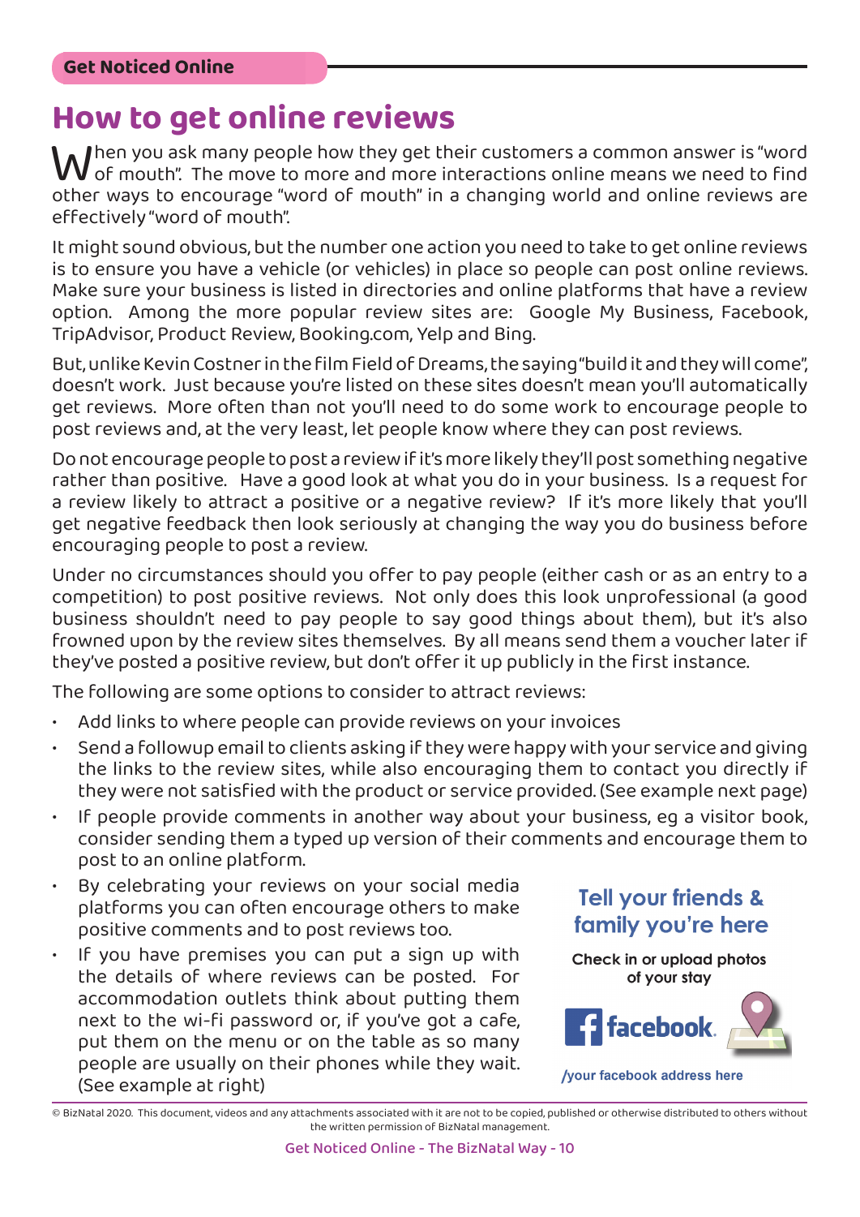Get Noticed Online

# How to get online reviews

When you ask many people how they get their customers a common answer is "word of mouth". The move to more and more interactions online means we need to find other ways to encourage "word of mouth" in a changing world and online reviews are effectively "word of mouth".

It might sound obvious, but the number one action you need to take to get online reviews is to ensure you have a vehicle (or vehicles) in place so people can post online reviews. Make sure your business is listed in directories and online platforms that have a review option. Among the more popular review sites are: Google My Business, Facebook, TripAdvisor, Product Review, Booking.com, Yelp and Bing.

But, unlike Kevin Costner in the film Field of Dreams, the saying "build it and they will come", doesn't work. Just because you're listed on these sites doesn't mean you'll automatically get reviews. More often than not you'll need to do some work to encourage people to post reviews and, at the very least, let people know where they can post reviews.

Do not encourage people to post a review if it's more likely they'll post something negative rather than positive. Have a good look at what you do in your business. Is a request for a review likely to attract a positive or a negative review? If it's more likely that you'll get negative feedback then look seriously at changing the way you do business before encouraging people to post a review.

Under no circumstances should you offer to pay people (either cash or as an entry to a competition) to post positive reviews. Not only does this look unprofessional (a good business shouldn't need to pay people to say good things about them), but it's also frowned upon by the review sites themselves. By all means send them a voucher later if they've posted a positive review, but don't offer it up publicly in the first instance.

The following are some options to consider to attract reviews:

- Add links to where people can provide reviews on your invoices
- Send a followup email to clients asking if they were happy with your service and giving the links to the review sites, while also encouraging them to contact you directly if they were not satisfied with the product or service provided. (See example next page)
- If people provide comments in another way about your business, eg a visitor book, consider sending them a typed up version of their comments and encourage them to post to an online platform.
- By celebrating your reviews on your social media platforms you can often encourage others to make positive comments and to post reviews too.
- If you have premises you can put a sign up with the details of where reviews can be posted. For accommodation outlets think about putting them next to the wi-fi password or, if you've got a cafe, put them on the menu or on the table as so many people are usually on their phones while they wait. (See example at right)

**Tell your friends & family you're here**

Check in or upload photos of your stay

facebook

/your facebook address here

© BizNatal 2020. This document, videos and any attachments associated with it are not to be copied, published or otherwise distributed to others without the written permission of BizNatal management.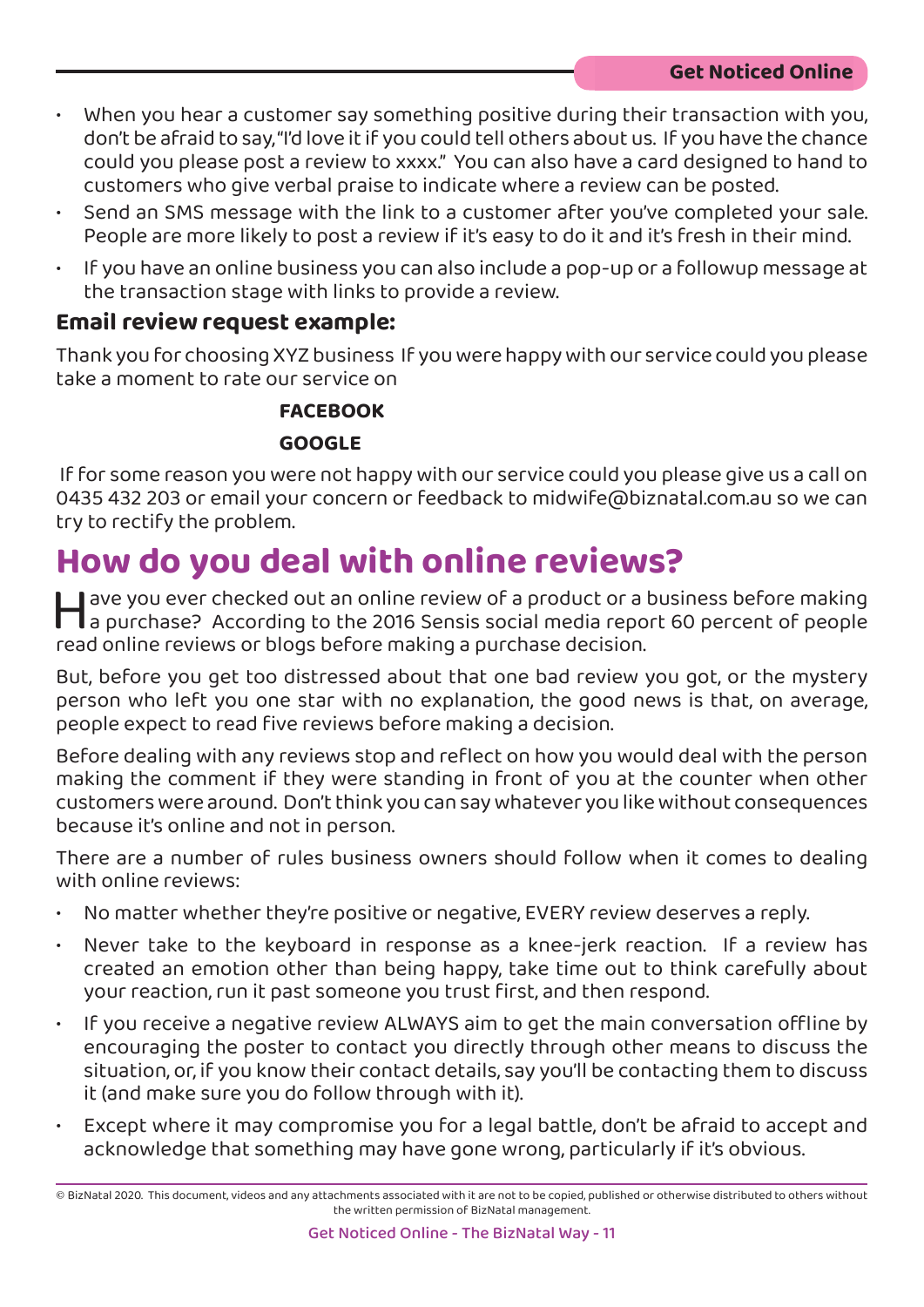- When you hear a customer say something positive during their transaction with you, don't be afraid to say, "I'd love it if you could tell others about us. If you have the chance could you please post a review to xxxx." You can also have a card designed to hand to customers who give verbal praise to indicate where a review can be posted.
- Send an SMS message with the link to a customer after you've completed your sale. People are more likely to post a review if it's easy to do it and it's fresh in their mind.
- If you have an online business you can also include a pop-up or a followup message at the transaction stage with links to provide a review.

### Email review request example:

Thank you for choosing XYZ business If you were happy with our service could you please take a moment to rate our service on

**FACEBOOK**

**GOOGLE**

If for some reason you were not happy with our service could you please give us a call on 0435 432 203 or email your concern or feedback to midwife@biznatal.com.au so we can try to rectify the problem.

## How do you deal with online reviews?

Have you ever checked out an online review of a product or a business before making a purchase? According to the 2016 Sensis social media report 60 percent of people read online reviews or blogs before making a purchase decision.

But, before you get too distressed about that one bad review you got, or the mystery person who left you one star with no explanation, the good news is that, on average, people expect to read five reviews before making a decision.

Before dealing with any reviews stop and reflect on how you would deal with the person making the comment if they were standing in front of you at the counter when other customers were around. Don't think you can say whatever you like without consequences because it's online and not in person.

There are a number of rules business owners should follow when it comes to dealing with online reviews:

- No matter whether they're positive or negative, EVERY review deserves a reply.
- Never take to the keyboard in response as a knee-jerk reaction. If a review has created an emotion other than being happy, take time out to think carefully about your reaction, run it past someone you trust first, and then respond.
- If you receive a negative review ALWAYS aim to get the main conversation offline by encouraging the poster to contact you directly through other means to discuss the situation, or, if you know their contact details, say you'll be contacting them to discuss it (and make sure you do follow through with it).
- Except where it may compromise you for a legal battle, don't be afraid to accept and acknowledge that something may have gone wrong, particularly if it's obvious.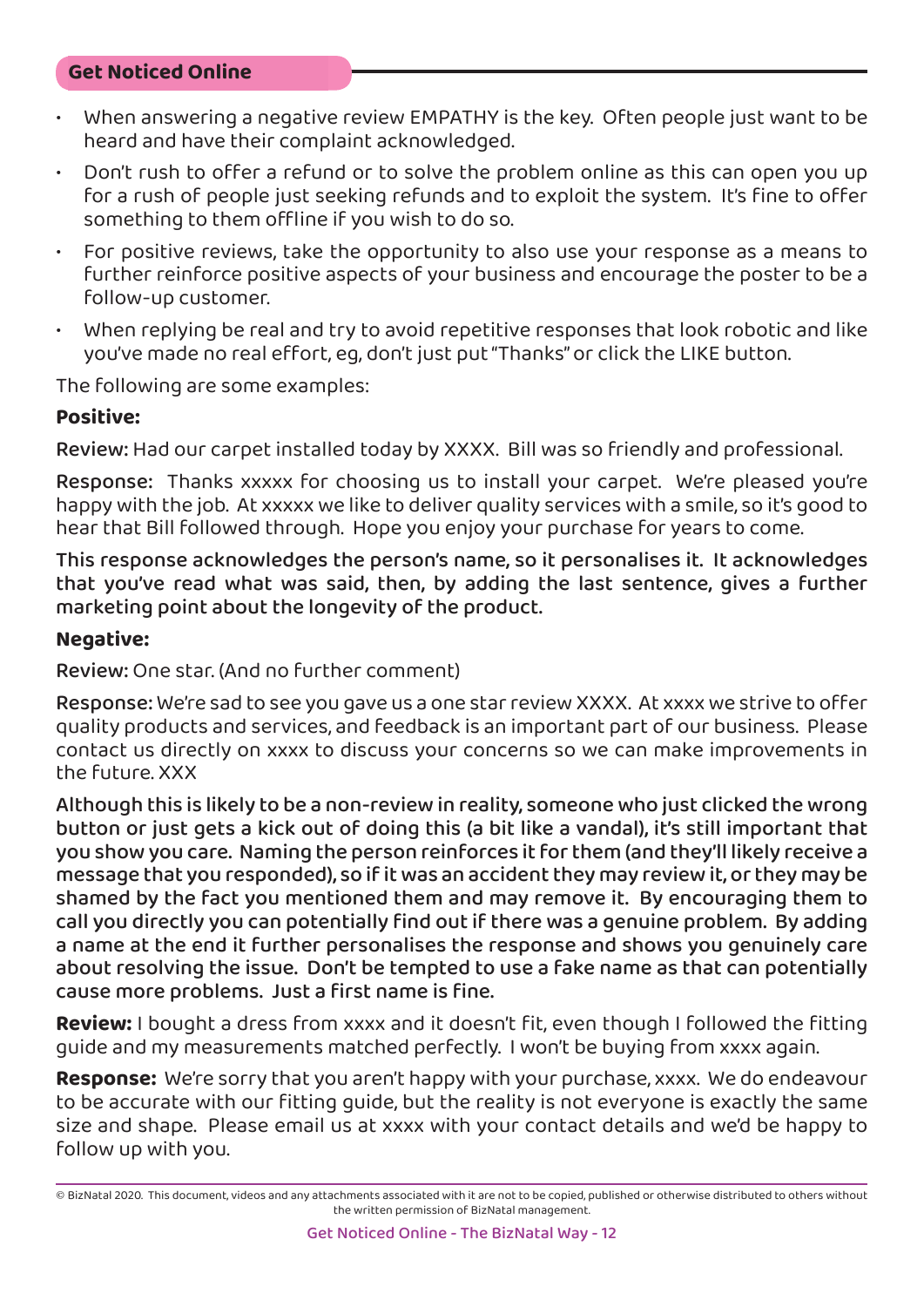- When answering a negative review EMPATHY is the key. Often people just want to be heard and have their complaint acknowledged.
- Don't rush to offer a refund or to solve the problem online as this can open you up for a rush of people just seeking refunds and to exploit the system. It's fine to offer something to them offline if you wish to do so.
- For positive reviews, take the opportunity to also use your response as a means to further reinforce positive aspects of your business and encourage the poster to be a follow-up customer.
- When replying be real and try to avoid repetitive responses that look robotic and like you've made no real effort, eg, don't just put "Thanks" or click the LIKE button.

The following are some examples:

**Positive:**

Review: Had our carpet installed today by XXXX. Bill was so friendly and professional.

Response: Thanks xxxxx for choosing us to install your carpet. We're pleased you're happy with the job. At xxxxx we like to deliver quality services with a smile, so it's good to hear that Bill followed through. Hope you enjoy your purchase for years to come.

This response acknowledges the person's name, so it personalises it. It acknowledges that you've read what was said, then, by adding the last sentence, gives a further marketing point about the longevity of the product.

**Negative:**

Review: One star. (And no further comment)

Response: We're sad to see you gave us a one star review XXXX. At xxxx we strive to offer quality products and services, and feedback is an important part of our business. Please contact us directly on xxxx to discuss your concerns so we can make improvements in the future. XXX

Although this is likely to be a non-review in reality, someone who just clicked the wrong button or just gets a kick out of doing this (a bit like a vandal), it's still important that you show you care. Naming the person reinforces it for them (and they'll likely receive a message that you responded), so if it was an accident they may review it, or they may be shamed by the fact you mentioned them and may remove it. By encouraging them to call you directly you can potentially find out if there was a genuine problem. By adding a name at the end it further personalises the response and shows you genuinely care about resolving the issue. Don't be tempted to use a fake name as that can potentially cause more problems. Just a first name is fine.

**Review:** I bought a dress from xxxx and it doesn't fit, even though I followed the fitting guide and my measurements matched perfectly. I won't be buying from xxxx again.

**Response:** We're sorry that you aren't happy with your purchase, xxxx. We do endeavour to be accurate with our fitting guide, but the reality is not everyone is exactly the same size and shape. Please email us at xxxx with your contact details and we'd be happy to follow up with you.

© BizNatal 2020. This document, videos and any attachments associated with it are not to be copied, published or otherwise distributed to others without the written permission of BizNatal management.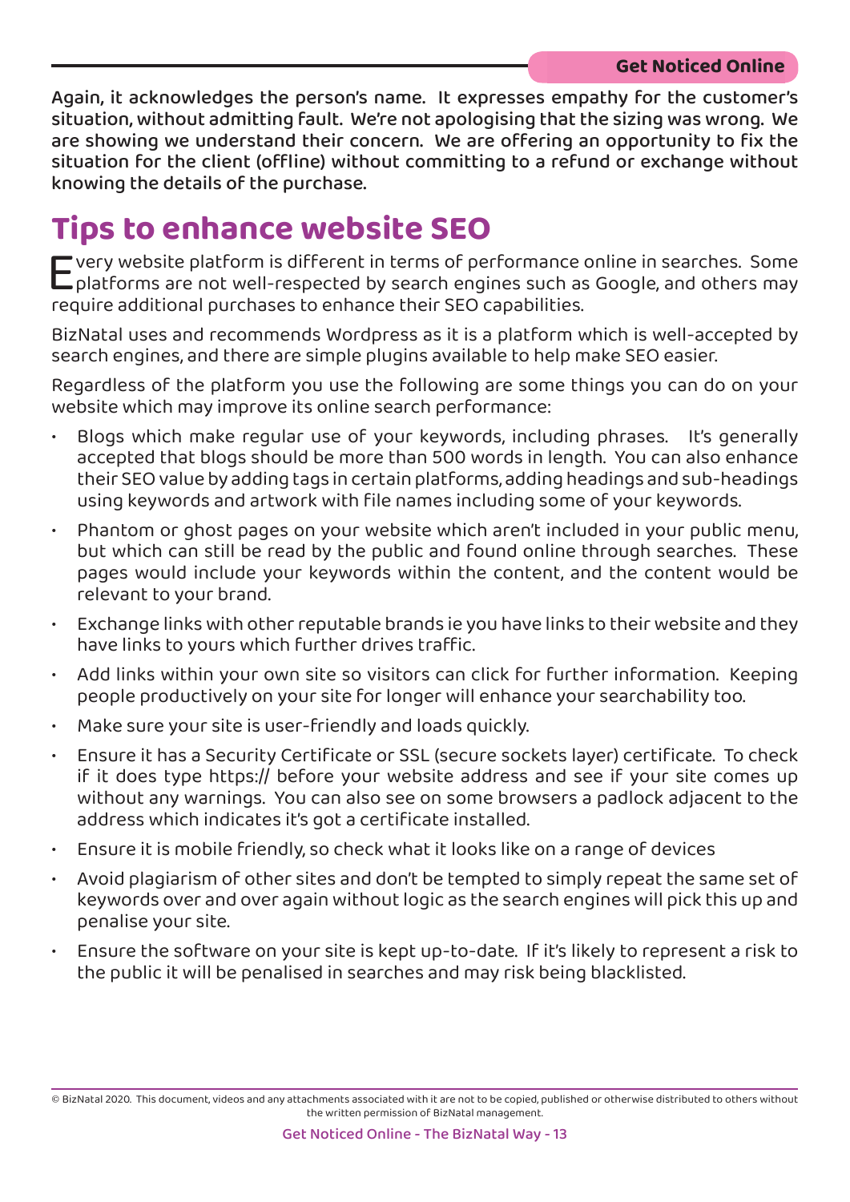Again, it acknowledges the person's name. It expresses empathy for the customer's situation, without admitting fault. We're not apologising that the sizing was wrong. We are showing we understand their concern. We are offering an opportunity to fix the situation for the client (offline) without committing to a refund or exchange without knowing the details of the purchase.

## Tips to enhance website SEO

Every website platform is different in terms of performance online in searches. Some platforms are not well-respected by search engines such as Google, and others may require additional purchases to enhance their SEO capabilities.

BizNatal uses and recommends Wordpress as it is a platform which is well-accepted by search engines, and there are simple plugins available to help make SEO easier.

Regardless of the platform you use the following are some things you can do on your website which may improve its online search performance:

- Blogs which make regular use of your keywords, including phrases. It's generally accepted that blogs should be more than 500 words in length. You can also enhance their SEO value by adding tags in certain platforms, adding headings and sub-headings using keywords and artwork with file names including some of your keywords.
- Phantom or ghost pages on your website which aren't included in your public menu, but which can still be read by the public and found online through searches. These pages would include your keywords within the content, and the content would be relevant to your brand.
- Exchange links with other reputable brands ie you have links to their website and they have links to yours which further drives traffic.
- Add links within your own site so visitors can click for further information. Keeping people productively on your site for longer will enhance your searchability too.
- Make sure your site is user-friendly and loads quickly.
- Ensure it has a Security Certificate or SSL (secure sockets layer) certificate. To check if it does type https:// before your website address and see if your site comes up without any warnings. You can also see on some browsers a padlock adjacent to the address which indicates it's got a certificate installed.
- Ensure it is mobile friendly, so check what it looks like on a range of devices
- Avoid plagiarism of other sites and don't be tempted to simply repeat the same set of keywords over and over again without logic as the search engines will pick this up and penalise your site.
- Ensure the software on your site is kept up-to-date. If it's likely to represent a risk to the public it will be penalised in searches and may risk being blacklisted.

© BizNatal 2020. This document, videos and any attachments associated with it are not to be copied, published or otherwise distributed to others without the written permission of BizNatal management.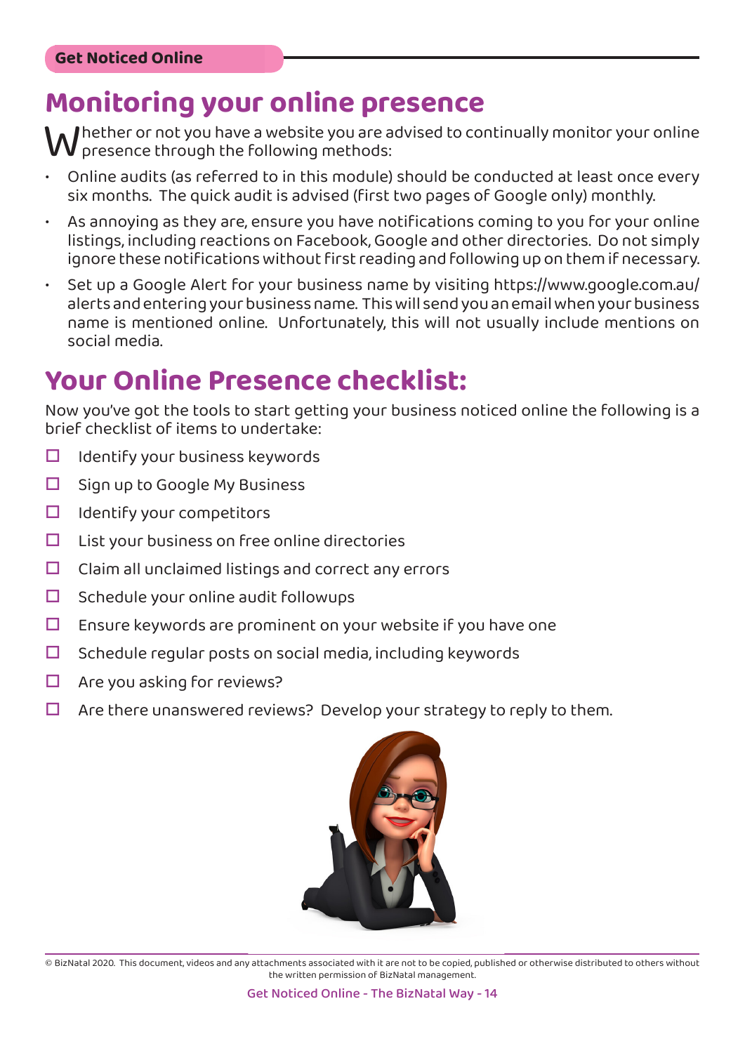# Monitoring your online presence

Whether or not you have a website you are advised to continually monitor your online presence through the following methods:

- Online audits (as referred to in this module) should be conducted at least once every six months. The quick audit is advised (first two pages of Google only) monthly.
- As annoying as they are, ensure you have notifications coming to you for your online listings, including reactions on Facebook, Google and other directories. Do not simply ignore these notifications without first reading and following up on them if necessary.
- Set up a Google Alert for your business name by visiting https://www.google.com.au/alerts and entering your business name. This will send you an email when your business name is mentioned online. Unfortunately, this will not usually include mentions on social media.

# Your Online Presence checklist:

Now you've got the tools to start getting your business noticed online the following is a brief checklist of items to undertake:

- [ ] Identify your business keywords
- [ ] Sign up to Google My Business
- [ ] Identify your competitors
- [ ] List your business on free online directories
- [ ] Claim all unclaimed listings and correct any errors
- [ ] Schedule your online audit followups
- [ ] Ensure keywords are prominent on your website if you have one
- [ ] Schedule regular posts on social media, including keywords
- [ ] Are you asking for reviews?
- [ ] Are there unanswered reviews? Develop your strategy to reply to them.

© BizNatal 2020. This document, videos and any attachments associated with it are not to be copied, published or otherwise distributed to others without the written permission of BizNatal management.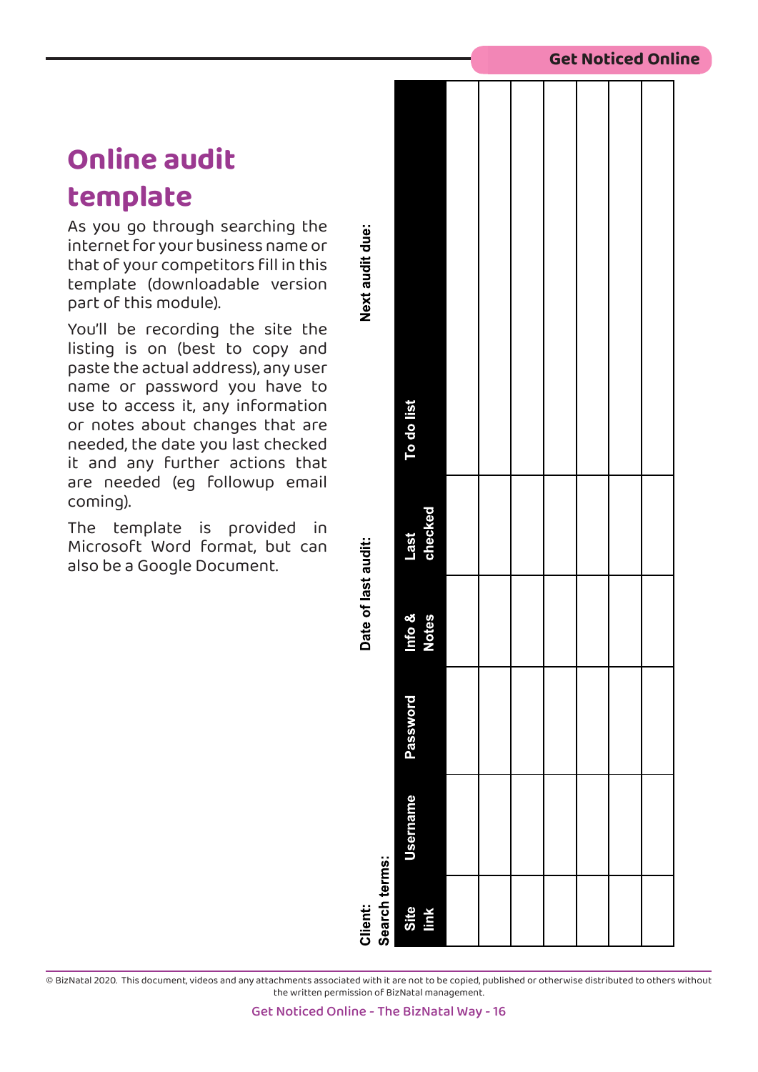# Online audit template

As you go through searching the internet for your business name or that of your competitors fill in this template (downloadable version part of this module).

You'll be recording the site the listing is on (best to copy and paste the actual address), any user name or password you have to use to access it, any information or notes about changes that are needed, the date you last checked it and any further actions that are needed (eg followup email coming).

The template is provided in Microsoft Word format, but can also be a Google Document.

**Client:**
**Search terms:**

**Date of last audit:**

**Next audit due:**

| Site link | Username | Password | Info & Notes | Last checked | To do list |
|---|---|---|---|---|---|
| | | | | | |
| | | | | | |
| | | | | | |
| | | | | | |
| | | | | | |
| | | | | | |
| | | | | | |

© BizNatal 2020. This document, videos and any attachments associated with it are not to be copied, published or otherwise distributed to others without the written permission of BizNatal management.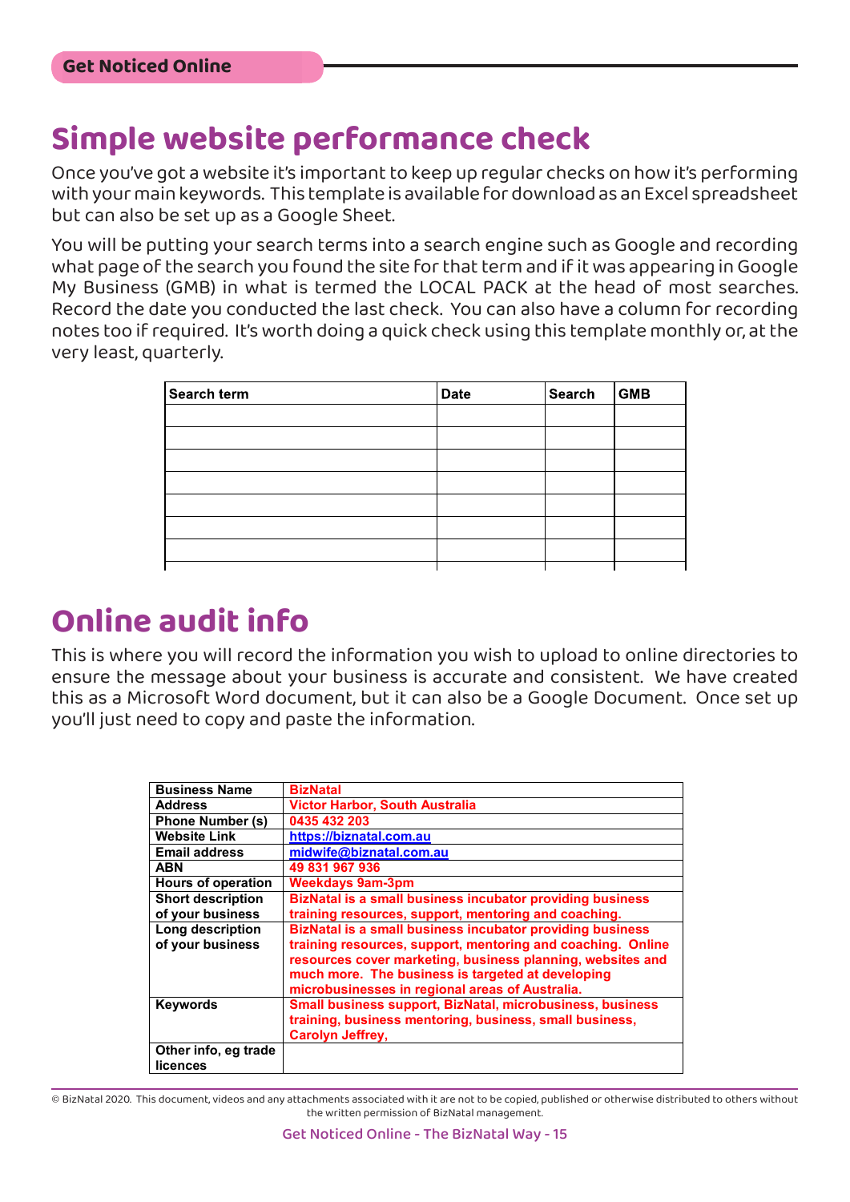## Simple website performance check

Once you've got a website it's important to keep up regular checks on how it's performing with your main keywords. This template is available for download as an Excel spreadsheet but can also be set up as a Google Sheet.

You will be putting your search terms into a search engine such as Google and recording what page of the search you found the site for that term and if it was appearing in Google My Business (GMB) in what is termed the LOCAL PACK at the head of most searches. Record the date you conducted the last check. You can also have a column for recording notes too if required. It's worth doing a quick check using this template monthly or, at the very least, quarterly.

| Search term | Date | Search | GMB |
|---|---|---|---|
| | | | |
| | | | |
| | | | |
| | | | |
| | | | |
| | | | |
| | | | |

## Online audit info

This is where you will record the information you wish to upload to online directories to ensure the message about your business is accurate and consistent. We have created this as a Microsoft Word document, but it can also be a Google Document. Once set up you'll just need to copy and paste the information.

| | |
|---|---|
| **Business Name** | BizNatal |
| **Address** | Victor Harbor, South Australia |
| **Phone Number (s)** | 0435 432 203 |
| **Website Link** | https://biznatal.com.au |
| **Email address** | midwife@biznatal.com.au |
| **ABN** | 49 831 967 936 |
| **Hours of operation** | Weekdays 9am-3pm |
| **Short description of your business** | BizNatal is a small business incubator providing business training resources, support, mentoring and coaching. |
| **Long description of your business** | BizNatal is a small business incubator providing business training resources, support, mentoring and coaching. Online resources cover marketing, business planning, websites and much more. The business is targeted at developing microbusinesses in regional areas of Australia. |
| **Keywords** | Small business support, BizNatal, microbusiness, business training, business mentoring, business, small business, Carolyn Jeffrey, |
| **Other info, eg trade licences** | |

© BizNatal 2020. This document, videos and any attachments associated with it are not to be copied, published or otherwise distributed to others without the written permission of BizNatal management.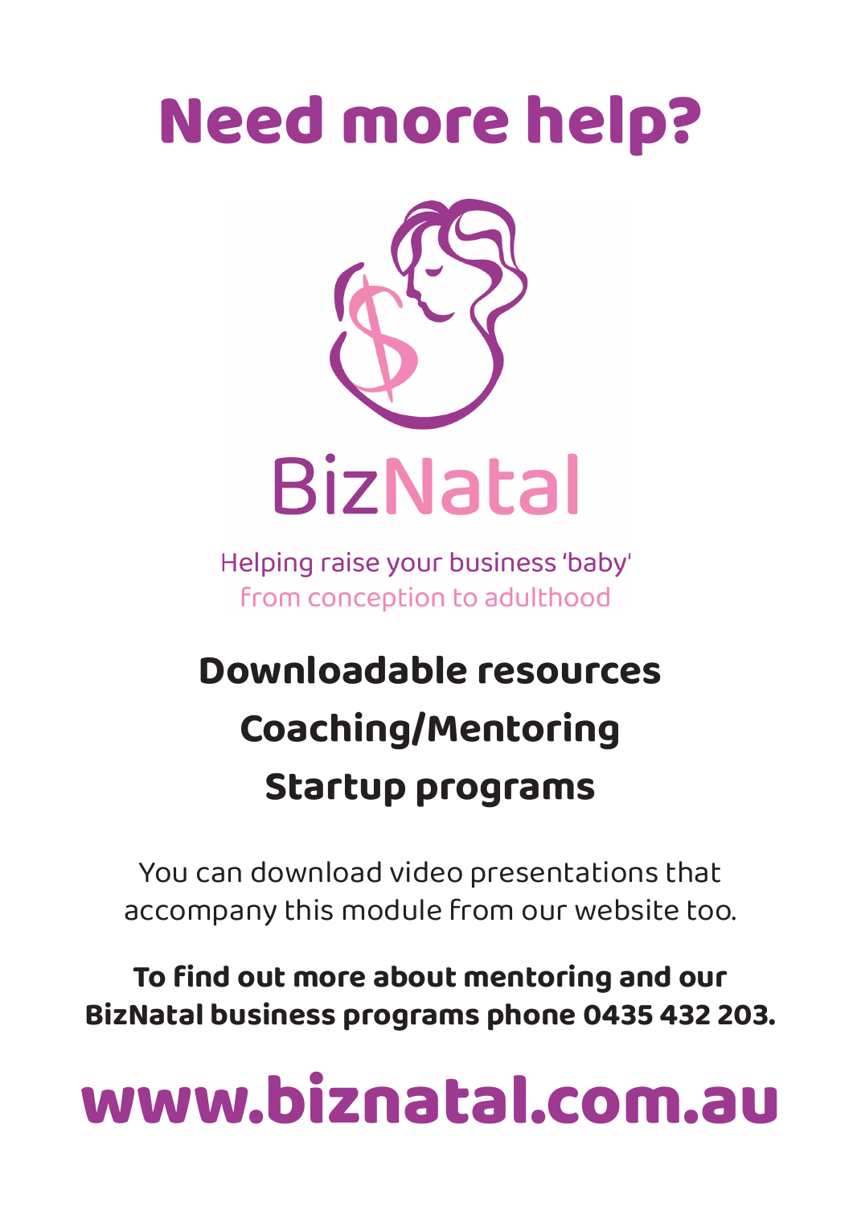# Need more help?

BizNatal

Helping raise your business 'baby'
from conception to adulthood

## Downloadable resources

## Coaching/Mentoring

## Startup programs

You can download video presentations that accompany this module from our website too.

**To find out more about mentoring and our BizNatal business programs phone 0435 432 203.**

# www.biznatal.com.au